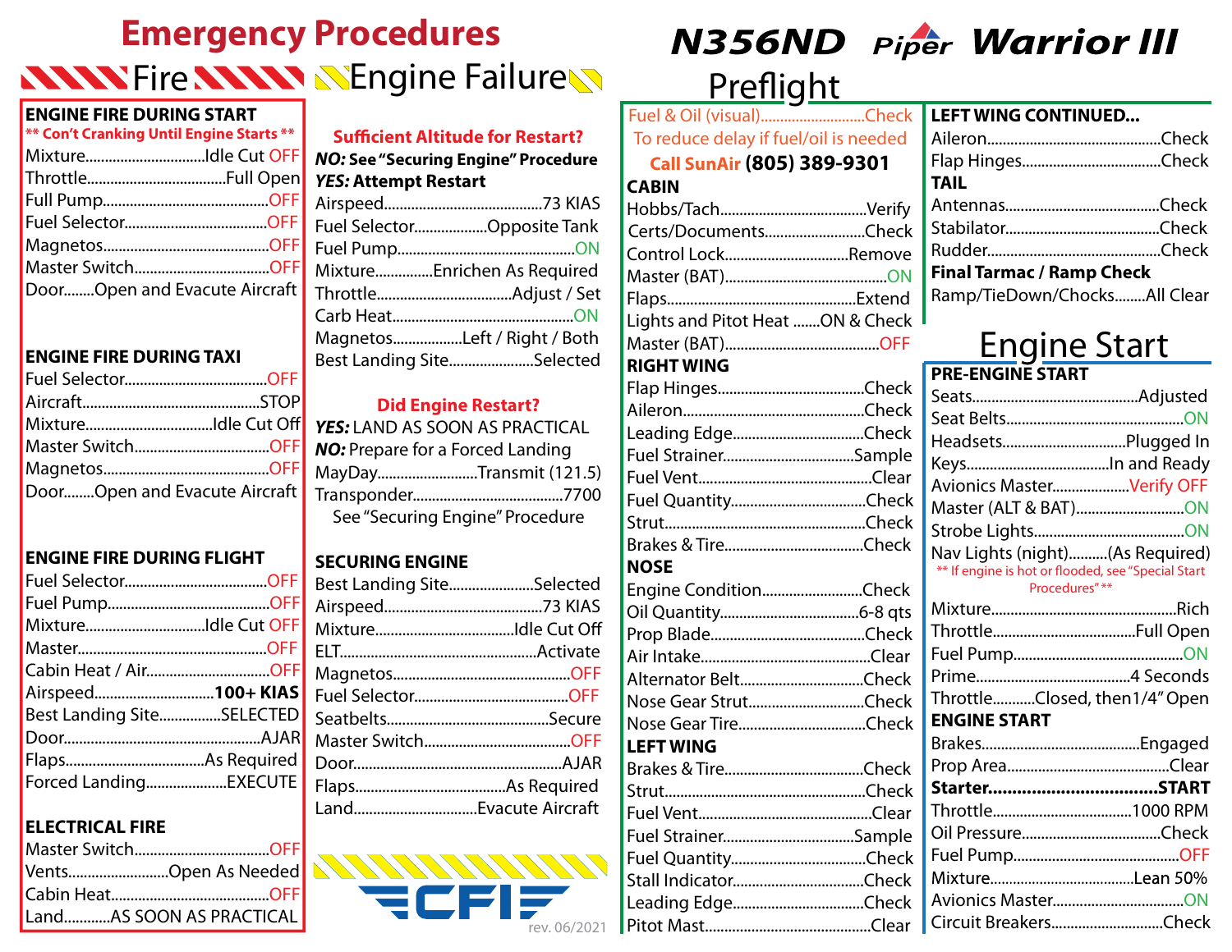# Emergency Procedures

## Fire

### ENGINE FIRE DURING START

** Con't Cranking Until Engine Starts **

- Mixture..............................Idle Cut OFF
- Throttle..............................Full Open
- Full Pump..............................OFF
- Fuel Selector..............................OFF
- Magnetos..............................OFF
- Master Switch..............................OFF
- Door........Open and Evacute Aircraft

### ENGINE FIRE DURING TAXI

- Fuel Selector..............................OFF
- Aircraft..............................STOP
- Mixture..............................Idle Cut Off
- Master Switch..............................OFF
- Magnetos..............................OFF
- Door........Open and Evacute Aircraft

### ENGINE FIRE DURING FLIGHT

- Fuel Selector..............................OFF
- Fuel Pump..............................OFF
- Mixture..............................Idle Cut OFF
- Master..............................OFF
- Cabin Heat / Air..............................OFF
- Airspeed..............................**100+ KIAS**
- Best Landing Site..............................SELECTED
- Door..............................AJAR
- Flaps..............................As Required
- Forced Landing..............................EXECUTE

### ELECTRICAL FIRE

- Master Switch..............................OFF
- Vents..............................Open As Needed
- Cabin Heat..............................OFF
- Land............AS SOON AS PRACTICAL

## Engine Failure

**Sufficient Altitude for Restart?**

***NO:*** **See "Securing Engine" Procedure**

***YES:*** **Attempt Restart**

- Airspeed..............................73 KIAS
- Fuel Selector..............................Opposite Tank
- Fuel Pump..............................ON
- Mixture..............................Enrichen As Required
- Throttle..............................Adjust / Set
- Carb Heat..............................ON
- Magnetos..............................Left / Right / Both
- Best Landing Site..............................Selected

**Did Engine Restart?**

***YES:*** LAND AS SOON AS PRACTICAL

***NO:*** Prepare for a Forced Landing

- MayDay..............................Transmit (121.5)
- Transponder..............................7700

See "Securing Engine" Procedure

### SECURING ENGINE

- Best Landing Site..............................Selected
- Airspeed..............................73 KIAS
- Mixture..............................Idle Cut Off
- ELT..............................Activate
- Magnetos..............................OFF
- Fuel Selector..............................OFF
- Seatbelts..............................Secure
- Master Switch..............................OFF
- Door..............................AJAR
- Flaps..............................As Required
- Land..............................Evacute Aircraft

CFI

rev. 06/2021

# N356ND Piper Warrior III

## Preflight

Fuel & Oil (visual)..............................Check

To reduce delay if fuel/oil is needed

**Call SunAir (805) 389-9301**

### CABIN

- Hobbs/Tach..............................Verify
- Certs/Documents..............................Check
- Control Lock..............................Remove
- Master (BAT)..............................ON
- Flaps..............................Extend
- Lights and Pitot Heat .......ON & Check
- Master (BAT)..............................OFF

### RIGHT WING

- Flap Hinges..............................Check
- Aileron..............................Check
- Leading Edge..............................Check
- Fuel Strainer..............................Sample
- Fuel Vent..............................Clear
- Fuel Quantity..............................Check
- Strut..............................Check
- Brakes & Tire..............................Check

### NOSE

- Engine Condition..............................Check
- Oil Quantity..............................6-8 qts
- Prop Blade..............................Check
- Air Intake..............................Clear
- Alternator Belt..............................Check
- Nose Gear Strut..............................Check
- Nose Gear Tire..............................Check

### LEFT WING

- Brakes & Tire..............................Check
- Strut..............................Check
- Fuel Vent..............................Clear
- Fuel Strainer..............................Sample
- Fuel Quantity..............................Check
- Stall Indicator..............................Check
- Leading Edge..............................Check
- Pitot Mast..............................Clear

### LEFT WING CONTINUED...

- Aileron..............................Check
- Flap Hinges..............................Check

### TAIL

- Antennas..............................Check
- Stabilator..............................Check
- Rudder..............................Check

### Final Tarmac / Ramp Check

- Ramp/TieDown/Chocks........All Clear

## Engine Start

### PRE-ENGINE START

- Seats..............................Adjusted
- Seat Belts..............................ON
- Headsets..............................Plugged In
- Keys..............................In and Ready
- Avionics Master..............................Verify OFF
- Master (ALT & BAT)..............................ON
- Strobe Lights..............................ON
- Nav Lights (night)..........(As Required)

** If engine is hot or flooded, see "Special Start Procedures" **

- Mixture..............................Rich
- Throttle..............................Full Open
- Fuel Pump..............................ON
- Prime..............................4 Seconds
- Throttle..........Closed, then1/4" Open

### ENGINE START

- Brakes..............................Engaged
- Prop Area..............................Clear
- **Starter..............................START**
- Throttle..............................1000 RPM
- Oil Pressure..............................Check
- Fuel Pump..............................OFF
- Mixture..............................Lean 50%
- Avionics Master..............................ON
- Circuit Breakers..............................Check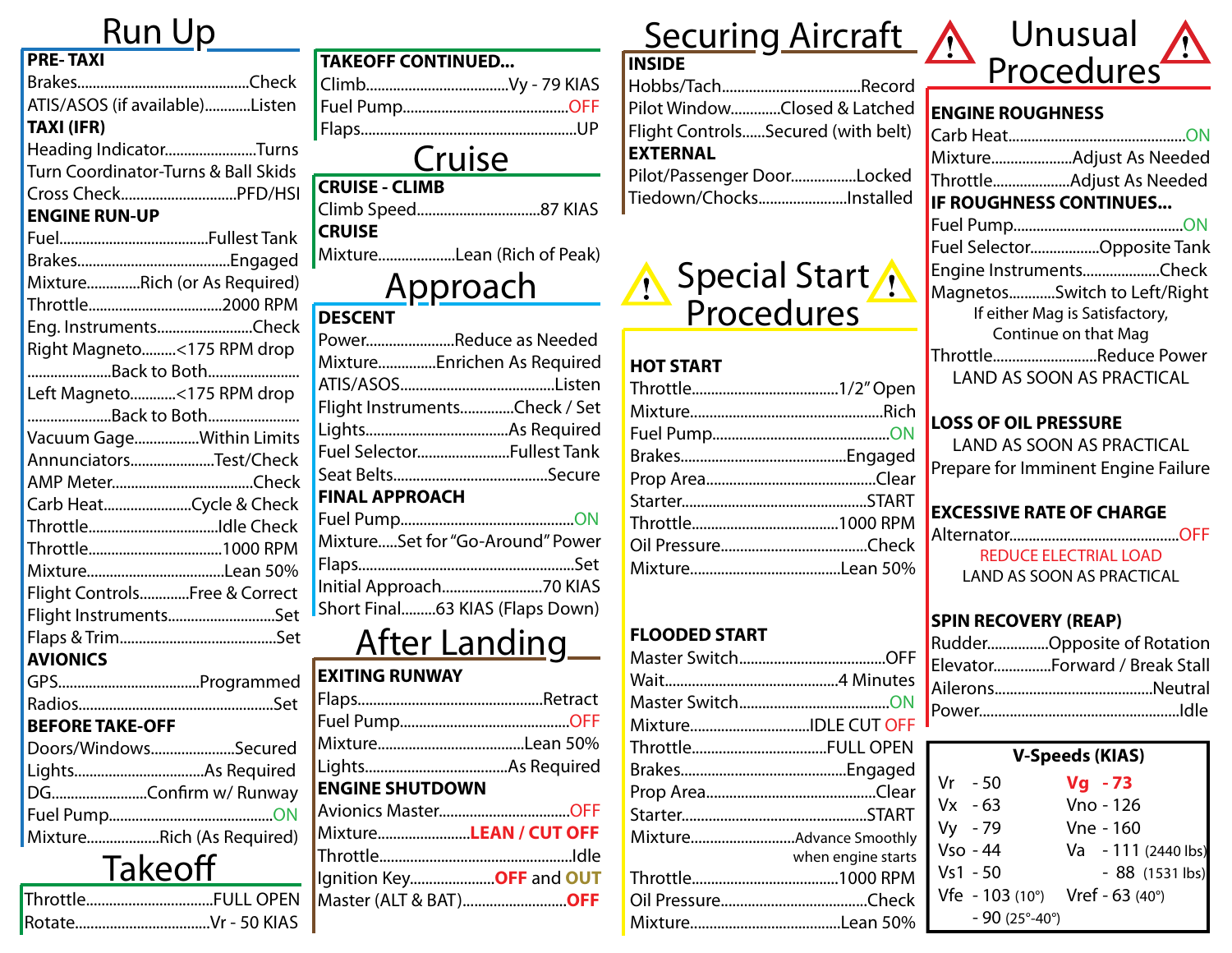# Run Up

**PRE- TAXI**

Brakes............................................Check
ATIS/ASOS (if available)............Listen

**TAXI (IFR)**

Heading Indicator.......................Turns
Turn Coordinator-Turns & Ball Skids
Cross Check.............................PFD/HSI

**ENGINE RUN-UP**

Fuel.......................................Fullest Tank
Brakes.......................................Engaged
Mixture.............Rich (or As Required)
Throttle..................................2000 RPM
Eng. Instruments.........................Check
Right Magneto.........<175 RPM drop
.....................Back to Both.......................
Left Magneto...........<175 RPM drop
.....................Back to Both.......................
Vacuum Gage................Within Limits
Annunciators.....................Test/Check
AMP Meter....................................Check
Carb Heat......................Cycle & Check
Throttle.................................Idle Check
Throttle..................................1000 RPM
Mixture...................................Lean 50%
Flight Controls............Free & Correct
Flight Instruments...........................Set
Flaps & Trim........................................Set

**AVIONICS**

GPS....................................Programmed
Radios..................................................Set

**BEFORE TAKE-OFF**

Doors/Windows.....................Secured
Lights.................................As Required
DG........................Confirm w/ Runway
Fuel Pump..........................................ON
Mixture..................Rich (As Required)

# Takeoff

Throttle...............................FULL OPEN
Rotate..................................Vr - 50 KIAS

**TAKEOFF CONTINUED...**

Climb....................................Vy - 79 KIAS
Fuel Pump..........................................OFF
Flaps.....................................................UP

# Cruise

**CRUISE - CLIMB**

Climb Speed...............................87 KIAS

**CRUISE**

Mixture...................Lean (Rich of Peak)

# Approach

**DESCENT**

Power......................Reduce as Needed
Mixture..............Enrichen As Required
ATIS/ASOS.......................................Listen
Flight Instruments.............Check / Set
Lights....................................As Required
Fuel Selector........................Fullest Tank
Seat Belts.......................................Secure

**FINAL APPROACH**

Fuel Pump............................................ON
Mixture.....Set for "Go-Around" Power
Flaps.......................................................Set
Initial Approach.........................70 KIAS
Short Final.........63 KIAS (Flaps Down)

# After Landing

**EXITING RUNWAY**

Flaps...............................................Retract
Fuel Pump..........................................OFF
Mixture....................................Lean 50%
Lights...................................As Required

**ENGINE SHUTDOWN**

Avionics Master................................OFF
Mixture.......................**LEAN / CUT OFF**
Throttle.................................................Idle
Ignition Key.....................**OFF** and **OUT**
Master (ALT & BAT)..........................**OFF**

# Securing Aircraft

**INSIDE**

Hobbs/Tach..................................Record
Pilot Window.............Closed & Latched
Flight Controls......Secured (with belt)

**EXTERNAL**

Pilot/Passenger Door................Locked
Tiedown/Chocks.......................Installed

# Special Start Procedures

**HOT START**

Throttle....................................1/2" Open
Mixture................................................Rich
Fuel Pump............................................ON
Brakes.........................................Engaged
Prop Area...........................................Clear
Starter..............................................START
Throttle....................................1000 RPM
Oil Pressure.......................................Check
Mixture......................................Lean 50%

**FLOODED START**

Master Switch....................................OFF
Wait............................................4 Minutes
Master Switch.....................................ON
Mixture.............................IDLE CUT OFF
Throttle..................................FULL OPEN
Brakes..........................................Engaged
Prop Area...........................................Clear
Starter..............................................START
Mixture..........................Advance Smoothly when engine starts
Throttle....................................1000 RPM
Oil Pressure.......................................Check
Mixture......................................Lean 50%

# Unusual Procedures

**ENGINE ROUGHNESS**

Carb Heat..............................................ON
Mixture....................Adjust As Needed
Throttle...................Adjust As Needed

**IF ROUGHNESS CONTINUES...**

Fuel Pump............................................ON
Fuel Selector.................Opposite Tank
Engine Instruments...................Check
Magnetos...........Switch to Left/Right
If either Mag is Satisfactory, Continue on that Mag
Throttle..........................Reduce Power
LAND AS SOON AS PRACTICAL

**LOSS OF OIL PRESSURE**

LAND AS SOON AS PRACTICAL
Prepare for Imminent Engine Failure

**EXCESSIVE RATE OF CHARGE**

Alternator...........................................OFF
REDUCE ELECTRIAL LOAD
LAND AS SOON AS PRACTICAL

**SPIN RECOVERY (REAP)**

Rudder...............Opposite of Rotation
Elevator..............Forward / Break Stall
Ailerons..........................................Neutral
Power..................................................Idle

**V-Speeds (KIAS)**

| | |
|---|---|
| Vr - 50 | **Vg - 73** |
| Vx - 63 | Vno - 126 |
| Vy - 79 | Vne - 160 |
| Vso - 44 | Va - 111 (2440 lbs) |
| Vs1 - 50 | - 88 (1531 lbs) |
| Vfe - 103 (10°) | Vref - 63 (40°) |
| - 90 (25°-40°) | |